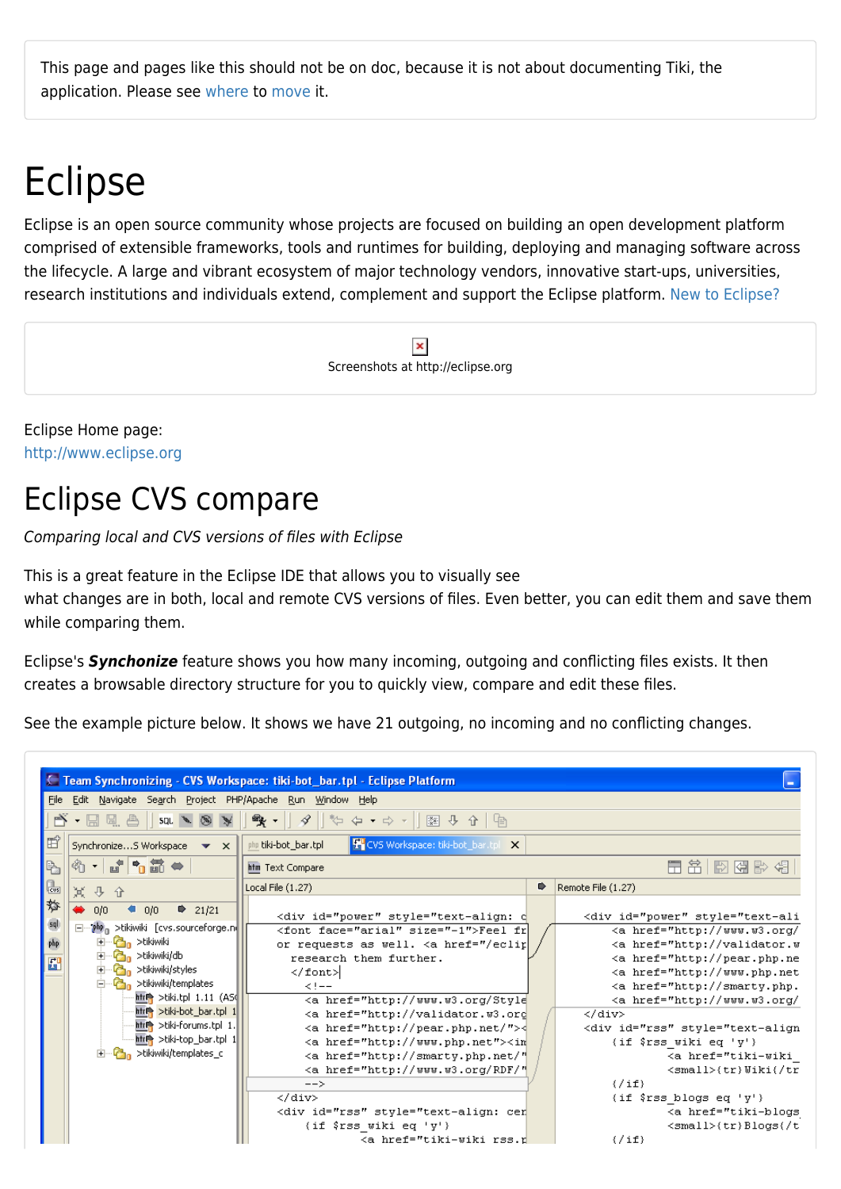This page and pages like this should not be on doc, because it is not about documenting Tiki, the application. Please see where to move it.

# Eclipse

Eclipse is an open source community whose projects are focused on building an open development platform comprised of extensible frameworks, tools and runtimes for building, deploying and managing software across the lifecycle. A large and vibrant ecosystem of major technology vendors, innovative start-ups, universities, research institutions and individuals extend, complement and support the Eclipse platform. New to Eclipse?

Screenshots at http://eclipse.org

Eclipse Home page:
http://www.eclipse.org

# Eclipse CVS compare

*Comparing local and CVS versions of files with Eclipse*

This is a great feature in the Eclipse IDE that allows you to visually see
what changes are in both, local and remote CVS versions of files. Even better, you can edit them and save them while comparing them.

Eclipse's ***Synchonize*** feature shows you how many incoming, outgoing and conflicting files exists. It then creates a browsable directory structure for you to quickly view, compare and edit these files.

See the example picture below. It shows we have 21 outgoing, no incoming and no conflicting changes.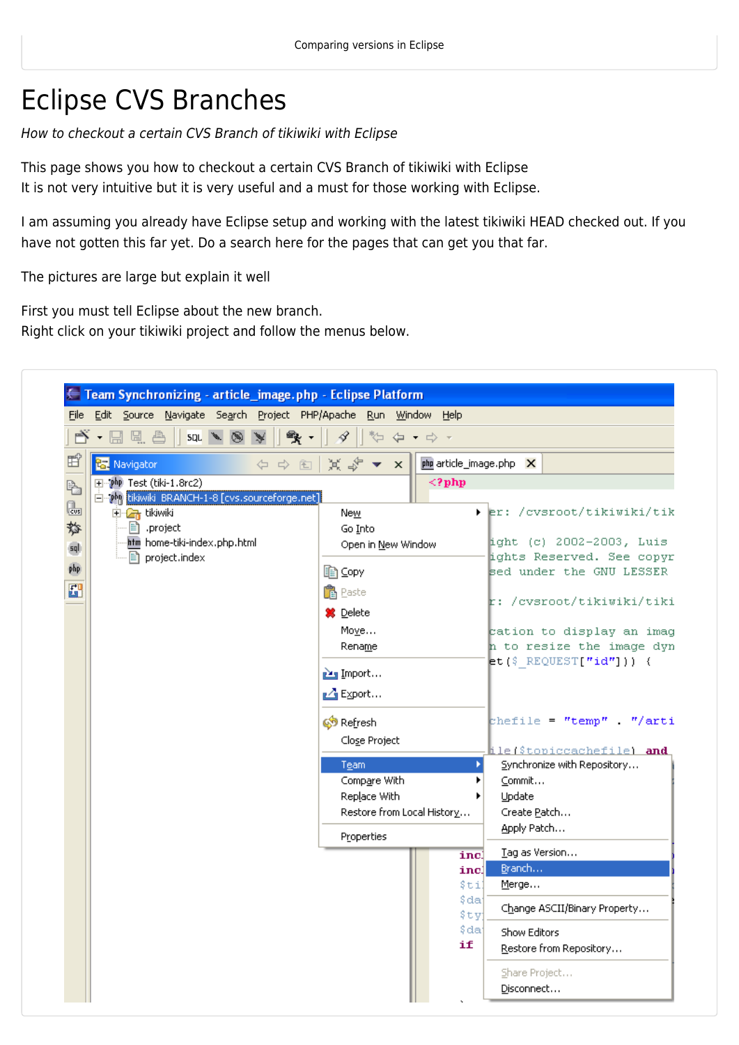# Eclipse CVS Branches

*How to checkout a certain CVS Branch of tikiwiki with Eclipse*

This page shows you how to checkout a certain CVS Branch of tikiwiki with Eclipse
It is not very intuitive but it is very useful and a must for those working with Eclipse.

I am assuming you already have Eclipse setup and working with the latest tikiwiki HEAD checked out. If you have not gotten this far yet. Do a search here for the pages that can get you that far.

The pictures are large but explain it well

First you must tell Eclipse about the new branch.
Right click on your tikiwiki project and follow the menus below.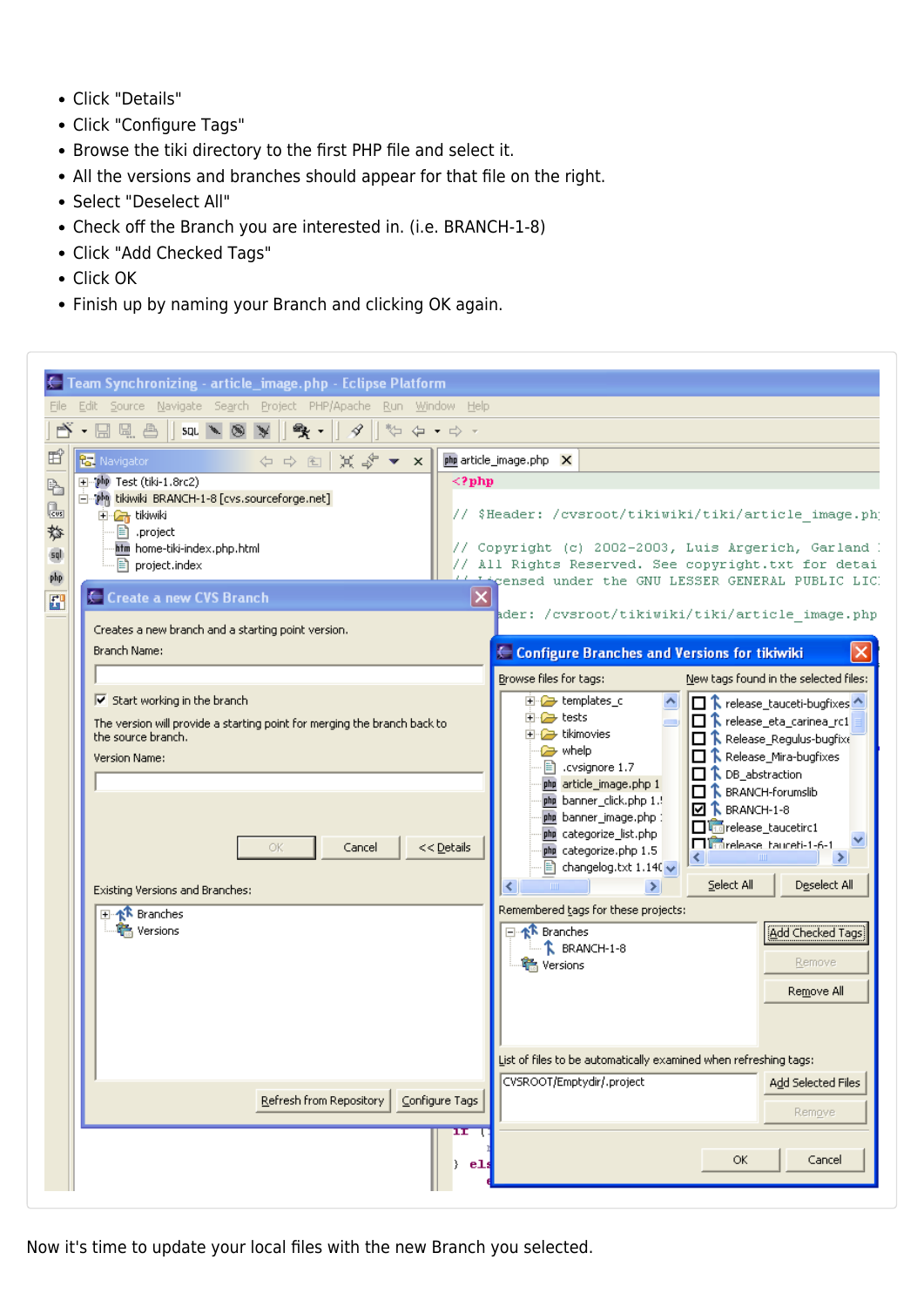- Click "Details"
- Click "Configure Tags"
- Browse the tiki directory to the first PHP file and select it.
- All the versions and branches should appear for that file on the right.
- Select "Deselect All"
- Check off the Branch you are interested in. (i.e. BRANCH-1-8)
- Click "Add Checked Tags"
- Click OK
- Finish up by naming your Branch and clicking OK again.

Now it's time to update your local files with the new Branch you selected.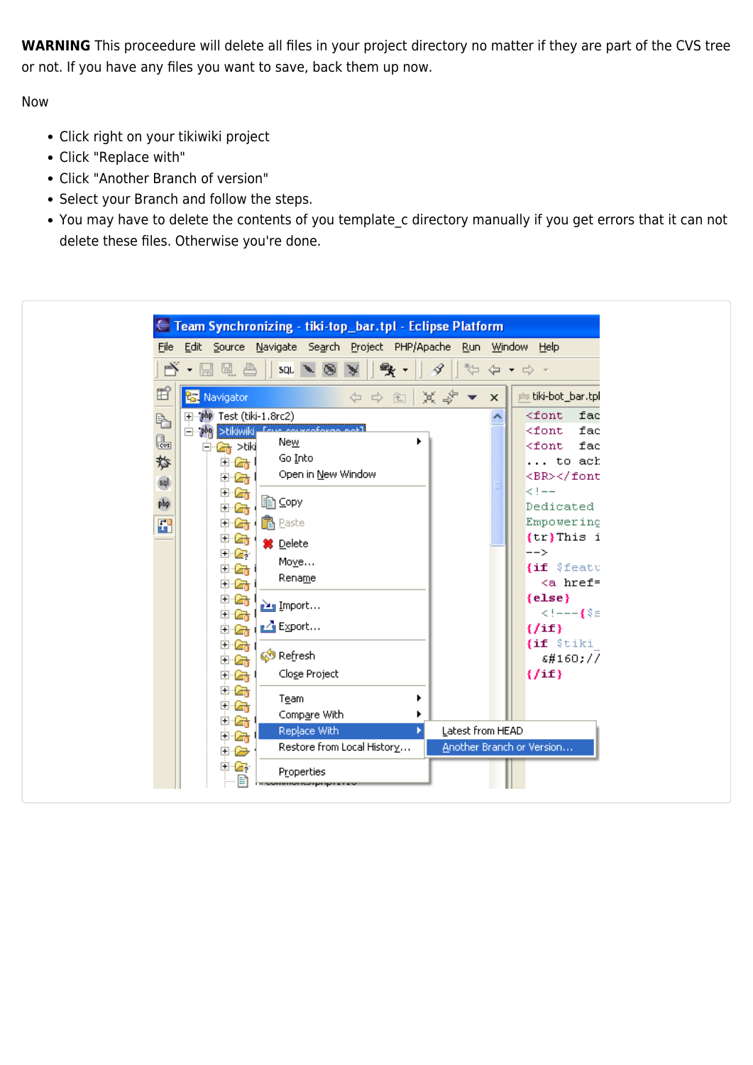**WARNING** This proceedure will delete all files in your project directory no matter if they are part of the CVS tree or not. If you have any files you want to save, back them up now.

Now

- Click right on your tikiwiki project
- Click "Replace with"
- Click "Another Branch of version"
- Select your Branch and follow the steps.
- You may have to delete the contents of you template_c directory manually if you get errors that it can not delete these files. Otherwise you're done.